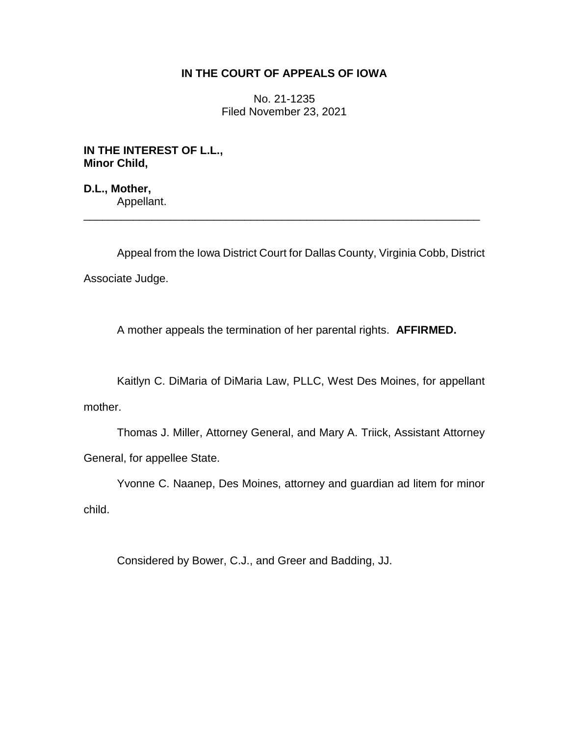**IN THE COURT OF APPEALS OF IOWA**

No. 21-1235
Filed November 23, 2021

**IN THE INTEREST OF L.L., Minor Child,**

**D.L., Mother,**
Appellant.

---

Appeal from the Iowa District Court for Dallas County, Virginia Cobb, District Associate Judge.

A mother appeals the termination of her parental rights. **AFFIRMED.**

Kaitlyn C. DiMaria of DiMaria Law, PLLC, West Des Moines, for appellant mother.

Thomas J. Miller, Attorney General, and Mary A. Triick, Assistant Attorney General, for appellee State.

Yvonne C. Naanep, Des Moines, attorney and guardian ad litem for minor child.

Considered by Bower, C.J., and Greer and Badding, JJ.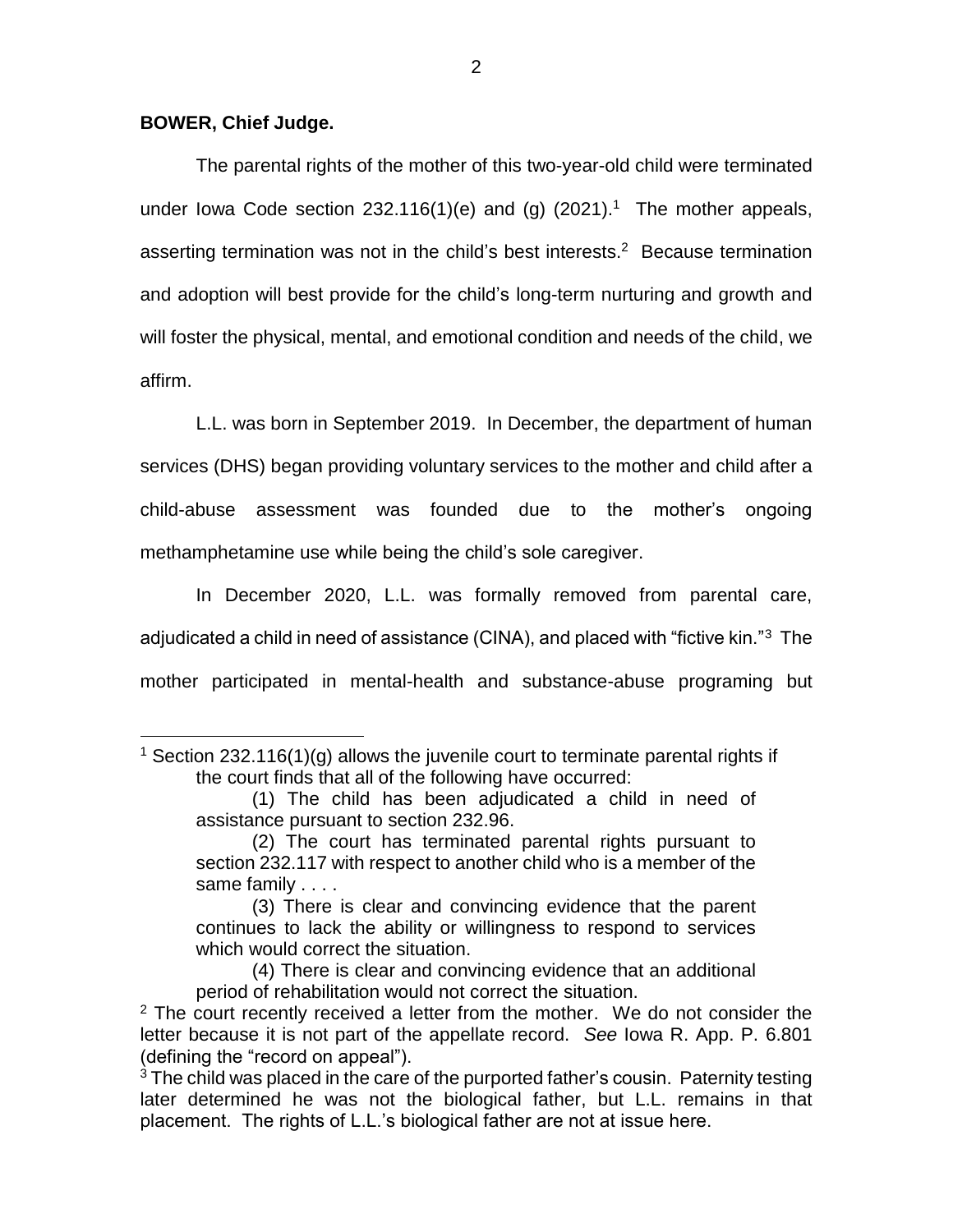**BOWER, Chief Judge.**

The parental rights of the mother of this two-year-old child were terminated under Iowa Code section 232.116(1)(e) and (g) (2021).[1] The mother appeals, asserting termination was not in the child's best interests.[2] Because termination and adoption will best provide for the child's long-term nurturing and growth and will foster the physical, mental, and emotional condition and needs of the child, we affirm.

L.L. was born in September 2019. In December, the department of human services (DHS) began providing voluntary services to the mother and child after a child-abuse assessment was founded due to the mother's ongoing methamphetamine use while being the child's sole caregiver.

In December 2020, L.L. was formally removed from parental care, adjudicated a child in need of assistance (CINA), and placed with "fictive kin."[3] The mother participated in mental-health and substance-abuse programing but

---

[1] Section 232.116(1)(g) allows the juvenile court to terminate parental rights if the court finds that all of the following have occurred:

> (1) The child has been adjudicated a child in need of assistance pursuant to section 232.96.
>
> (2) The court has terminated parental rights pursuant to section 232.117 with respect to another child who is a member of the same family . . . .
>
> (3) There is clear and convincing evidence that the parent continues to lack the ability or willingness to respond to services which would correct the situation.
>
> (4) There is clear and convincing evidence that an additional period of rehabilitation would not correct the situation.

[2] The court recently received a letter from the mother. We do not consider the letter because it is not part of the appellate record. *See* Iowa R. App. P. 6.801 (defining the "record on appeal").

[3] The child was placed in the care of the purported father's cousin. Paternity testing later determined he was not the biological father, but L.L. remains in that placement. The rights of L.L.'s biological father are not at issue here.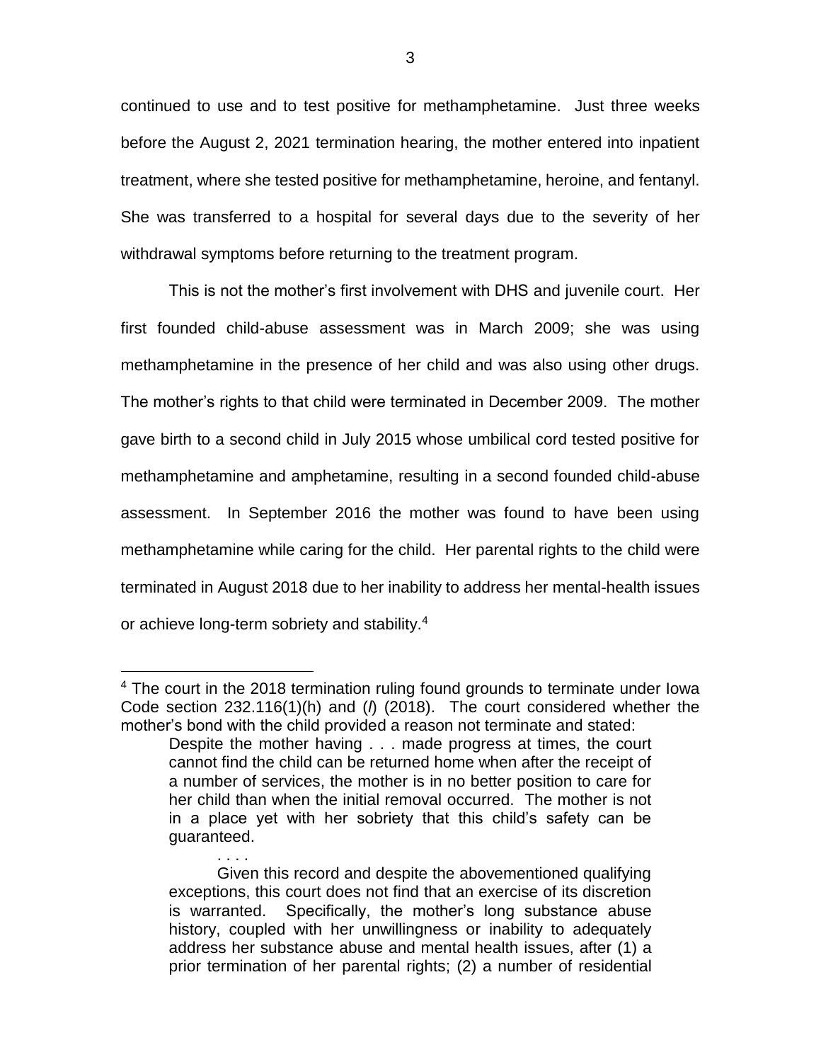continued to use and to test positive for methamphetamine. Just three weeks before the August 2, 2021 termination hearing, the mother entered into inpatient treatment, where she tested positive for methamphetamine, heroine, and fentanyl. She was transferred to a hospital for several days due to the severity of her withdrawal symptoms before returning to the treatment program.

This is not the mother's first involvement with DHS and juvenile court. Her first founded child-abuse assessment was in March 2009; she was using methamphetamine in the presence of her child and was also using other drugs. The mother's rights to that child were terminated in December 2009. The mother gave birth to a second child in July 2015 whose umbilical cord tested positive for methamphetamine and amphetamine, resulting in a second founded child-abuse assessment. In September 2016 the mother was found to have been using methamphetamine while caring for the child. Her parental rights to the child were terminated in August 2018 due to her inability to address her mental-health issues or achieve long-term sobriety and stability.[4]

---

[4] The court in the 2018 termination ruling found grounds to terminate under Iowa Code section 232.116(1)(h) and (*l*) (2018). The court considered whether the mother's bond with the child provided a reason not terminate and stated:

> Despite the mother having . . . made progress at times, the court cannot find the child can be returned home when after the receipt of a number of services, the mother is in no better position to care for her child than when the initial removal occurred. The mother is not in a place yet with her sobriety that this child's safety can be guaranteed.
>
> . . . .
>
> Given this record and despite the abovementioned qualifying exceptions, this court does not find that an exercise of its discretion is warranted. Specifically, the mother's long substance abuse history, coupled with her unwillingness or inability to adequately address her substance abuse and mental health issues, after (1) a prior termination of her parental rights; (2) a number of residential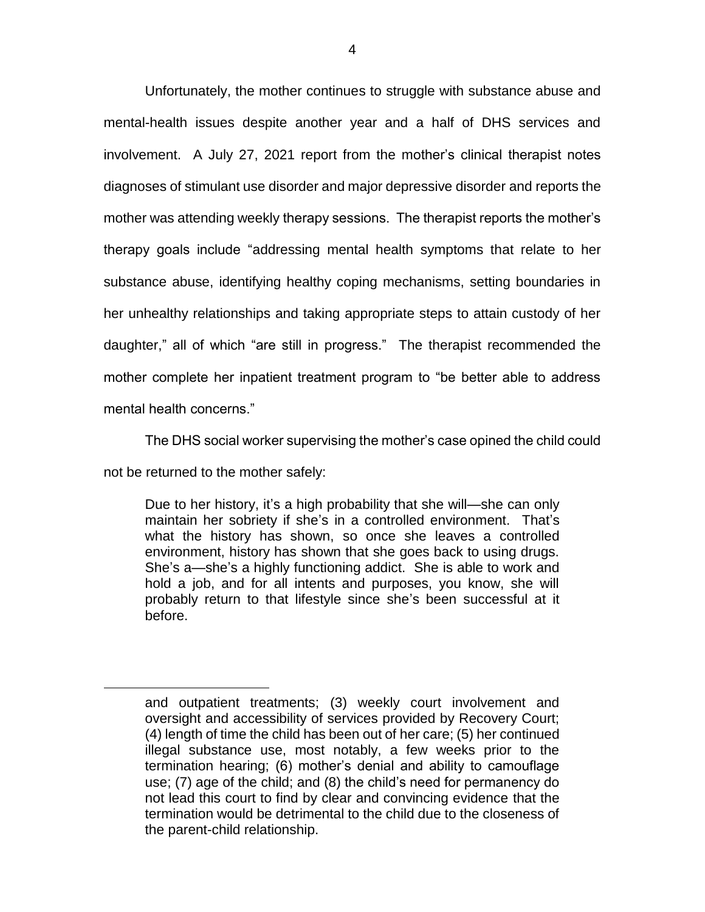Unfortunately, the mother continues to struggle with substance abuse and mental-health issues despite another year and a half of DHS services and involvement. A July 27, 2021 report from the mother's clinical therapist notes diagnoses of stimulant use disorder and major depressive disorder and reports the mother was attending weekly therapy sessions. The therapist reports the mother's therapy goals include "addressing mental health symptoms that relate to her substance abuse, identifying healthy coping mechanisms, setting boundaries in her unhealthy relationships and taking appropriate steps to attain custody of her daughter," all of which "are still in progress." The therapist recommended the mother complete her inpatient treatment program to "be better able to address mental health concerns."

The DHS social worker supervising the mother's case opined the child could not be returned to the mother safely:

> Due to her history, it's a high probability that she will—she can only maintain her sobriety if she's in a controlled environment. That's what the history has shown, so once she leaves a controlled environment, history has shown that she goes back to using drugs. She's a—she's a highly functioning addict. She is able to work and hold a job, and for all intents and purposes, you know, she will probably return to that lifestyle since she's been successful at it before.

---

> and outpatient treatments; (3) weekly court involvement and oversight and accessibility of services provided by Recovery Court; (4) length of time the child has been out of her care; (5) her continued illegal substance use, most notably, a few weeks prior to the termination hearing; (6) mother's denial and ability to camouflage use; (7) age of the child; and (8) the child's need for permanency do not lead this court to find by clear and convincing evidence that the termination would be detrimental to the child due to the closeness of the parent-child relationship.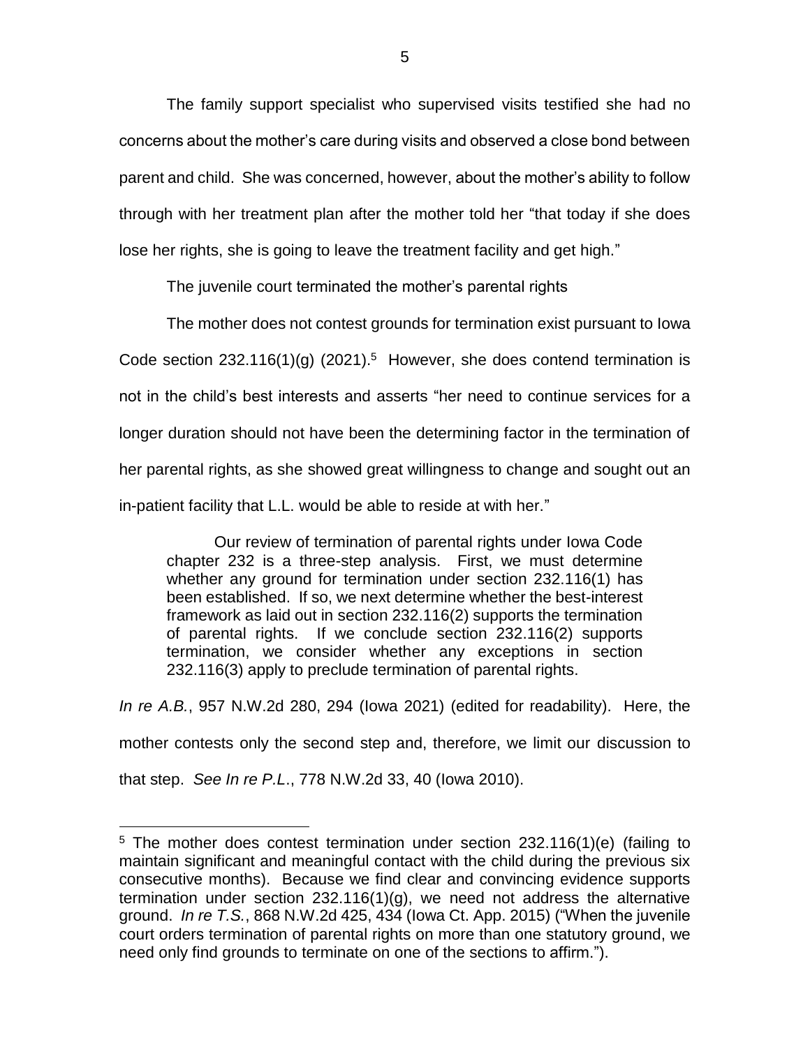The family support specialist who supervised visits testified she had no concerns about the mother's care during visits and observed a close bond between parent and child. She was concerned, however, about the mother's ability to follow through with her treatment plan after the mother told her "that today if she does lose her rights, she is going to leave the treatment facility and get high."

The juvenile court terminated the mother's parental rights

The mother does not contest grounds for termination exist pursuant to Iowa Code section 232.116(1)(g) (2021).[5] However, she does contend termination is not in the child's best interests and asserts "her need to continue services for a longer duration should not have been the determining factor in the termination of her parental rights, as she showed great willingness to change and sought out an in-patient facility that L.L. would be able to reside at with her."

> Our review of termination of parental rights under Iowa Code chapter 232 is a three-step analysis. First, we must determine whether any ground for termination under section 232.116(1) has been established. If so, we next determine whether the best-interest framework as laid out in section 232.116(2) supports the termination of parental rights. If we conclude section 232.116(2) supports termination, we consider whether any exceptions in section 232.116(3) apply to preclude termination of parental rights.

*In re A.B.*, 957 N.W.2d 280, 294 (Iowa 2021) (edited for readability). Here, the mother contests only the second step and, therefore, we limit our discussion to that step. *See In re P.L.*, 778 N.W.2d 33, 40 (Iowa 2010).

---

[5] The mother does contest termination under section 232.116(1)(e) (failing to maintain significant and meaningful contact with the child during the previous six consecutive months). Because we find clear and convincing evidence supports termination under section 232.116(1)(g), we need not address the alternative ground. *In re T.S.*, 868 N.W.2d 425, 434 (Iowa Ct. App. 2015) ("When the juvenile court orders termination of parental rights on more than one statutory ground, we need only find grounds to terminate on one of the sections to affirm.").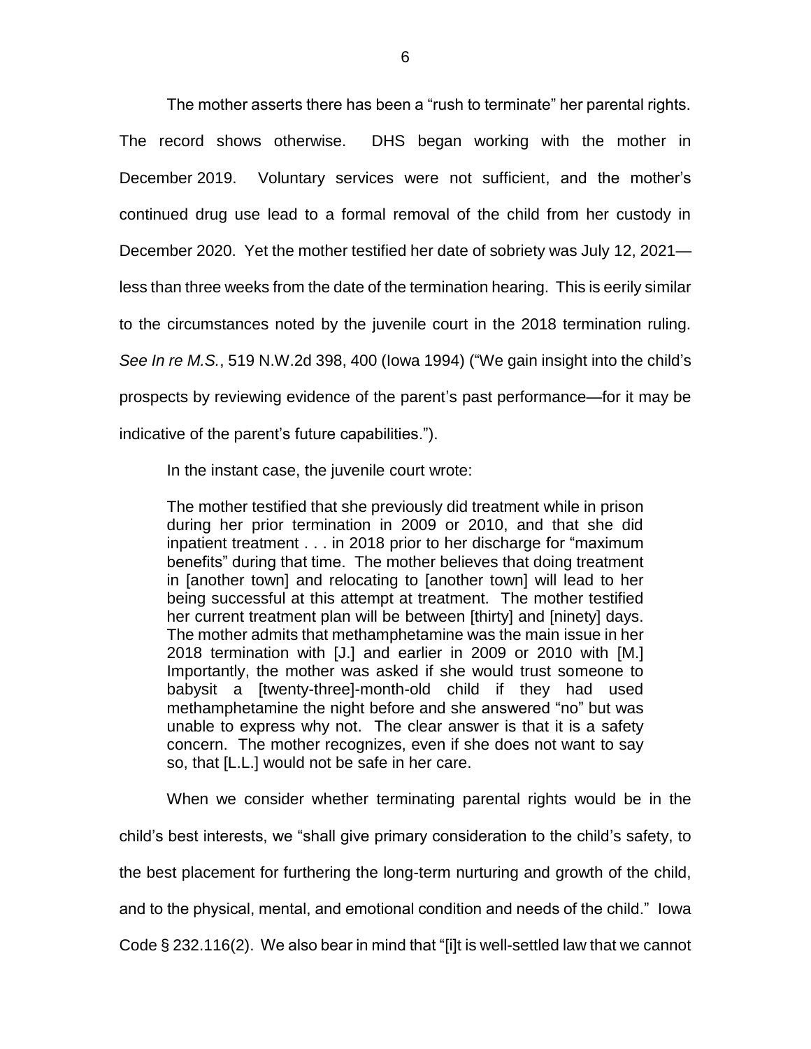The mother asserts there has been a "rush to terminate" her parental rights. The record shows otherwise. DHS began working with the mother in December 2019. Voluntary services were not sufficient, and the mother's continued drug use lead to a formal removal of the child from her custody in December 2020. Yet the mother testified her date of sobriety was July 12, 2021—less than three weeks from the date of the termination hearing. This is eerily similar to the circumstances noted by the juvenile court in the 2018 termination ruling. *See In re M.S.*, 519 N.W.2d 398, 400 (Iowa 1994) ("We gain insight into the child's prospects by reviewing evidence of the parent's past performance—for it may be indicative of the parent's future capabilities.").

In the instant case, the juvenile court wrote:

> The mother testified that she previously did treatment while in prison during her prior termination in 2009 or 2010, and that she did inpatient treatment . . . in 2018 prior to her discharge for "maximum benefits" during that time. The mother believes that doing treatment in [another town] and relocating to [another town] will lead to her being successful at this attempt at treatment. The mother testified her current treatment plan will be between [thirty] and [ninety] days. The mother admits that methamphetamine was the main issue in her 2018 termination with [J.] and earlier in 2009 or 2010 with [M.] Importantly, the mother was asked if she would trust someone to babysit a [twenty-three]-month-old child if they had used methamphetamine the night before and she answered "no" but was unable to express why not. The clear answer is that it is a safety concern. The mother recognizes, even if she does not want to say so, that [L.L.] would not be safe in her care.

When we consider whether terminating parental rights would be in the child's best interests, we "shall give primary consideration to the child's safety, to the best placement for furthering the long-term nurturing and growth of the child, and to the physical, mental, and emotional condition and needs of the child." Iowa Code § 232.116(2). We also bear in mind that "[i]t is well-settled law that we cannot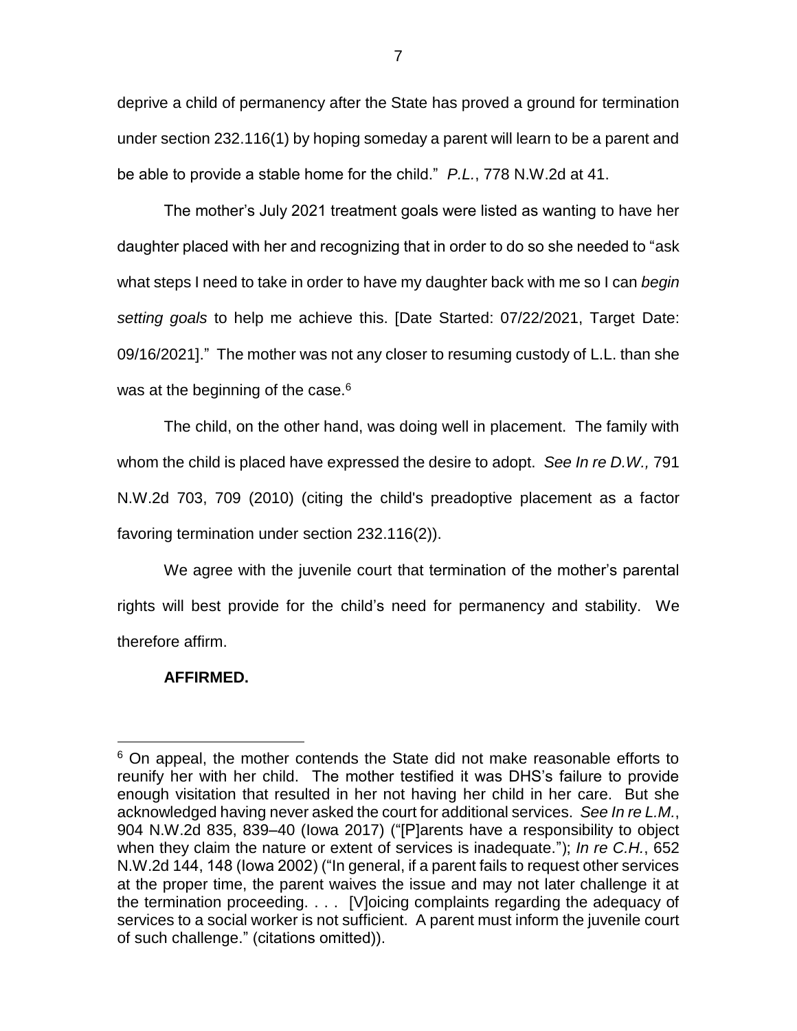deprive a child of permanency after the State has proved a ground for termination under section 232.116(1) by hoping someday a parent will learn to be a parent and be able to provide a stable home for the child." *P.L.*, 778 N.W.2d at 41.

The mother's July 2021 treatment goals were listed as wanting to have her daughter placed with her and recognizing that in order to do so she needed to "ask what steps I need to take in order to have my daughter back with me so I can *begin setting goals* to help me achieve this. [Date Started: 07/22/2021, Target Date: 09/16/2021]." The mother was not any closer to resuming custody of L.L. than she was at the beginning of the case.[6]

The child, on the other hand, was doing well in placement. The family with whom the child is placed have expressed the desire to adopt. *See In re D.W.,* 791 N.W.2d 703, 709 (2010) (citing the child's preadoptive placement as a factor favoring termination under section 232.116(2)).

We agree with the juvenile court that termination of the mother's parental rights will best provide for the child's need for permanency and stability. We therefore affirm.

**AFFIRMED.**

[6] On appeal, the mother contends the State did not make reasonable efforts to reunify her with her child. The mother testified it was DHS's failure to provide enough visitation that resulted in her not having her child in her care. But she acknowledged having never asked the court for additional services. *See In re L.M.*, 904 N.W.2d 835, 839–40 (Iowa 2017) ("[P]arents have a responsibility to object when they claim the nature or extent of services is inadequate."); *In re C.H.*, 652 N.W.2d 144, 148 (Iowa 2002) ("In general, if a parent fails to request other services at the proper time, the parent waives the issue and may not later challenge it at the termination proceeding. . . . [V]oicing complaints regarding the adequacy of services to a social worker is not sufficient. A parent must inform the juvenile court of such challenge." (citations omitted)).